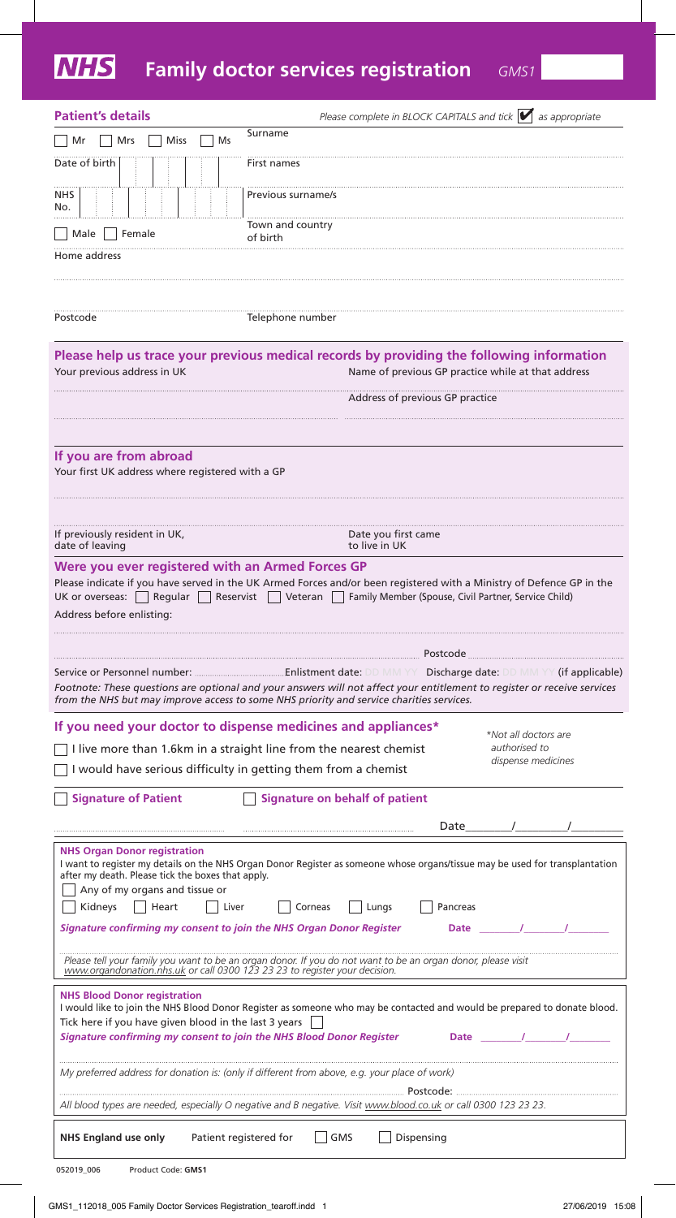# NHS Family doctor services registration *GMS1*

## Patient's details

*Please complete in BLOCK CAPITALS and tick ☑ as appropriate*

☐ Mr ☐ Mrs ☐ Miss ☐ Ms

Surname

Date of birth

First names

NHS No.

Previous surname/s

☐ Male ☐ Female

Town and country of birth

Home address

Postcode

Telephone number

## Please help us trace your previous medical records by providing the following information

Your previous address in UK

Name of previous GP practice while at that address

Address of previous GP practice

## If you are from abroad

Your first UK address where registered with a GP

If previously resident in UK, date of leaving

Date you first came to live in UK

## Were you ever registered with an Armed Forces GP

Please indicate if you have served in the UK Armed Forces and/or been registered with a Ministry of Defence GP in the UK or overseas: ☐ Regular ☐ Reservist ☐ Veteran ☐ Family Member (Spouse, Civil Partner, Service Child)

Address before enlisting:

Postcode

Service or Personnel number: ............ Enlistment date: DD MM YY Discharge date: DD MM YY (if applicable)

*Footnote: These questions are optional and your answers will not affect your entitlement to register or receive services from the NHS but may improve access to some NHS priority and service charities services.*

## If you need your doctor to dispense medicines and appliances*

☐ I live more than 1.6km in a straight line from the nearest chemist

☐ I would have serious difficulty in getting them from a chemist

*\*Not all doctors are authorised to dispense medicines*

☐ **Signature of Patient** ☐ **Signature on behalf of patient**

Date ____/____/____

---

**NHS Organ Donor registration**

I want to register my details on the NHS Organ Donor Register as someone whose organs/tissue may be used for transplantation after my death. Please tick the boxes that apply.

☐ Any of my organs and tissue or

☐ Kidneys ☐ Heart ☐ Liver ☐ Corneas ☐ Lungs ☐ Pancreas

***Signature confirming my consent to join the NHS Organ Donor Register*** **Date** ____/____/____

*Please tell your family you want to be an organ donor. If you do not want to be an organ donor, please visit www.organdonation.nhs.uk or call 0300 123 23 23 to register your decision.*

---

**NHS Blood Donor registration**

I would like to join the NHS Blood Donor Register as someone who may be contacted and would be prepared to donate blood.

Tick here if you have given blood in the last 3 years ☐

***Signature confirming my consent to join the NHS Blood Donor Register*** **Date** ____/____/____

*My preferred address for donation is: (only if different from above, e.g. your place of work)*

Postcode:

*All blood types are needed, especially O negative and B negative. Visit www.blood.co.uk or call 0300 123 23 23.*

---

**NHS England use only** Patient registered for ☐ GMS ☐ Dispensing

052019_006 Product Code: **GMS1**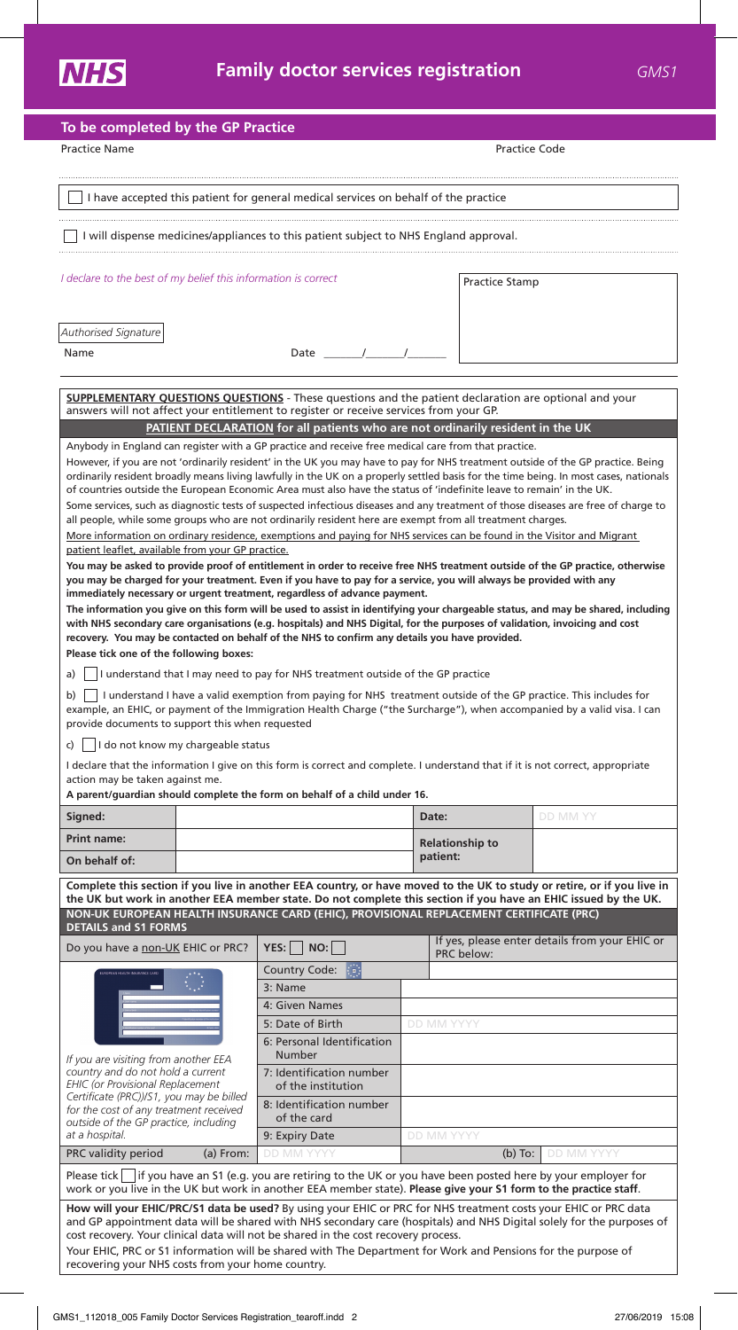# Family doctor services registration

GMS1

## To be completed by the GP Practice

Practice Name | Practice Code

☐ I have accepted this patient for general medical services on behalf of the practice

☐ I will dispense medicines/appliances to this patient subject to NHS England approval.

*I declare to the best of my belief this information is correct*

Practice Stamp

*Authorised Signature*

Name

Date ____/____/____

**SUPPLEMENTARY QUESTIONS QUESTIONS** - These questions and the patient declaration are optional and your answers will not affect your entitlement to register or receive services from your GP.

### PATIENT DECLARATION for all patients who are not ordinarily resident in the UK

Anybody in England can register with a GP practice and receive free medical care from that practice.

However, if you are not 'ordinarily resident' in the UK you may have to pay for NHS treatment outside of the GP practice. Being ordinarily resident broadly means living lawfully in the UK on a properly settled basis for the time being. In most cases, nationals of countries outside the European Economic Area must also have the status of 'indefinite leave to remain' in the UK.

Some services, such as diagnostic tests of suspected infectious diseases and any treatment of those diseases are free of charge to all people, while some groups who are not ordinarily resident here are exempt from all treatment charges.

More information on ordinary residence, exemptions and paying for NHS services can be found in the Visitor and Migrant patient leaflet, available from your GP practice.

**You may be asked to provide proof of entitlement in order to receive free NHS treatment outside of the GP practice, otherwise you may be charged for your treatment. Even if you have to pay for a service, you will always be provided with any immediately necessary or urgent treatment, regardless of advance payment.**

**The information you give on this form will be used to assist in identifying your chargeable status, and may be shared, including with NHS secondary care organisations (e.g. hospitals) and NHS Digital, for the purposes of validation, invoicing and cost recovery. You may be contacted on behalf of the NHS to confirm any details you have provided.**

**Please tick one of the following boxes:**

a) ☐ I understand that I may need to pay for NHS treatment outside of the GP practice

b) ☐ I understand I have a valid exemption from paying for NHS treatment outside of the GP practice. This includes for example, an EHIC, or payment of the Immigration Health Charge ("the Surcharge"), when accompanied by a valid visa. I can provide documents to support this when requested

c) ☐ I do not know my chargeable status

I declare that the information I give on this form is correct and complete. I understand that if it is not correct, appropriate action may be taken against me.

**A parent/guardian should complete the form on behalf of a child under 16.**

| | | | |
|---|---|---|---|
| **Signed:** | | **Date:** | DD MM YY |
| **Print name:** | | **Relationship to patient:** | |
| **On behalf of:** | | | |

**Complete this section if you live in another EEA country, or have moved to the UK to study or retire, or if you live in the UK but work in another EEA member state. Do not complete this section if you have an EHIC issued by the UK.**

### NON-UK EUROPEAN HEALTH INSURANCE CARD (EHIC), PROVISIONAL REPLACEMENT CERTIFICATE (PRC) DETAILS and S1 FORMS

| Do you have a non-UK EHIC or PRC? | YES: ☐ NO: ☐ | If yes, please enter details from your EHIC or PRC below: |
|---|---|---|
| | Country Code: | |
| | 3: Name | |
| | 4: Given Names | |
| | 5: Date of Birth | DD MM YYYY |
| | 6: Personal Identification Number | |
| *If you are visiting from another EEA country and do not hold a current EHIC (or Provisional Replacement Certificate (PRC))/S1, you may be billed for the cost of any treatment received outside of the GP practice, including at a hospital.* | 7: Identification number of the institution | |
| | 8: Identification number of the card | |
| | 9: Expiry Date | DD MM YYYY |
| PRC validity period (a) From: | DD MM YYYY | (b) To: DD MM YYYY |

Please tick ☐ if you have an S1 (e.g. you are retiring to the UK or you have been posted here by your employer for work or you live in the UK but work in another EEA member state). **Please give your S1 form to the practice staff**.

**How will your EHIC/PRC/S1 data be used?** By using your EHIC or PRC for NHS treatment costs your EHIC or PRC data and GP appointment data will be shared with NHS secondary care (hospitals) and NHS Digital solely for the purposes of cost recovery. Your clinical data will not be shared in the cost recovery process.

Your EHIC, PRC or S1 information will be shared with The Department for Work and Pensions for the purpose of recovering your NHS costs from your home country.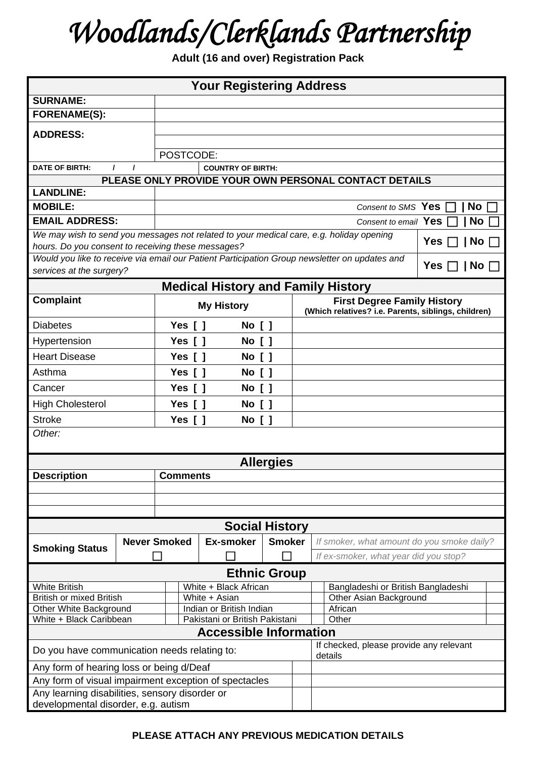# *Woodlands/Clerklands Partnership*

**Adult (16 and over) Registration Pack**

## Your Registering Address

| | |
|---|---|
| **SURNAME:** | |
| **FORENAME(S):** | |
| **ADDRESS:** | |
| | |
| | POSTCODE: |
| **DATE OF BIRTH:** / / | **COUNTRY OF BIRTH:** |

**PLEASE ONLY PROVIDE YOUR OWN PERSONAL CONTACT DETAILS**

| | |
|---|---|
| **LANDLINE:** | |
| **MOBILE:** | *Consent to SMS* **Yes** ☐ **\| No** ☐ |
| **EMAIL ADDRESS:** | *Consent to email* **Yes** ☐ **\| No** ☐ |
| *We may wish to send you messages not related to your medical care, e.g. holiday opening hours. Do you consent to receiving these messages?* | **Yes** ☐ **\| No** ☐ |
| *Would you like to receive via email our Patient Participation Group newsletter on updates and services at the surgery?* | **Yes** ☐ **\| No** ☐ |

## Medical History and Family History

| **Complaint** | **My History** | **First Degree Family History (Which relatives? i.e. Parents, siblings, children)** |
|---|---|---|
| Diabetes | **Yes [ ] No [ ]** | |
| Hypertension | **Yes [ ] No [ ]** | |
| Heart Disease | **Yes [ ] No [ ]** | |
| Asthma | **Yes [ ] No [ ]** | |
| Cancer | **Yes [ ] No [ ]** | |
| High Cholesterol | **Yes [ ] No [ ]** | |
| Stroke | **Yes [ ] No [ ]** | |

*Other:*

## Allergies

| **Description** | **Comments** |
|---|---|
| | |
| | |
| | |

## Social History

| **Smoking Status** | **Never Smoked** | **Ex-smoker** | **Smoker** | |
|---|---|---|---|---|
| | ☐ | ☐ | ☐ | *If smoker, what amount do you smoke daily?* |
| | | | | *If ex-smoker, what year did you stop?* |

## Ethnic Group

| | | | | | |
|---|---|---|---|---|---|
| White British | | White + Black African | | Bangladeshi or British Bangladeshi | |
| British or mixed British | | White + Asian | | Other Asian Background | |
| Other White Background | | Indian or British Indian | | African | |
| White + Black Caribbean | | Pakistani or British Pakistani | | Other | |

## Accessible Information

| Do you have communication needs relating to: | | If checked, please provide any relevant details |
|---|---|---|
| Any form of hearing loss or being d/Deaf | | |
| Any form of visual impairment exception of spectacles | | |
| Any learning disabilities, sensory disorder or developmental disorder, e.g. autism | | |

**PLEASE ATTACH ANY PREVIOUS MEDICATION DETAILS**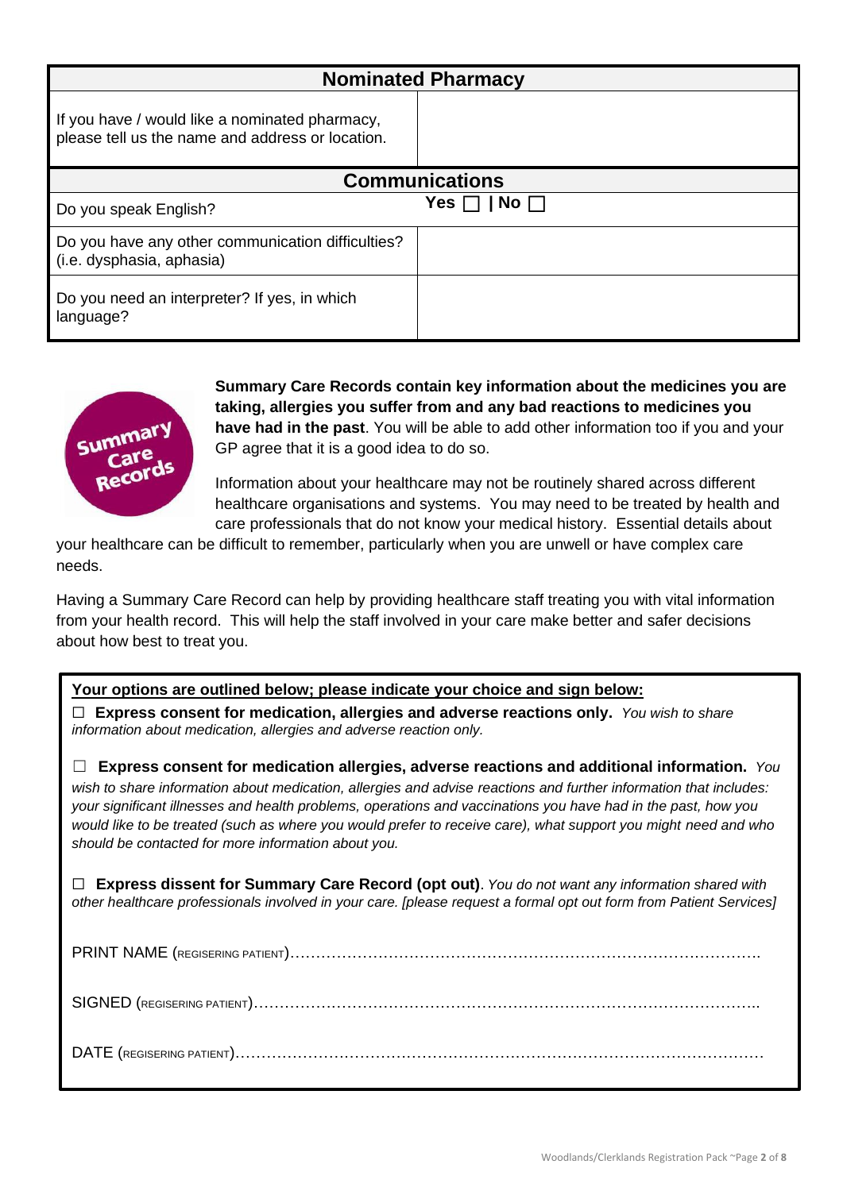| Nominated Pharmacy | |
|---|---|
| If you have / would like a nominated pharmacy, please tell us the name and address or location. | |
| **Communications** | |
| Do you speak English? | **Yes ☐ \| No ☐** |
| Do you have any other communication difficulties? (i.e. dysphasia, aphasia) | |
| Do you need an interpreter? If yes, in which language? | |

**Summary Care Records contain key information about the medicines you are taking, allergies you suffer from and any bad reactions to medicines you have had in the past**. You will be able to add other information too if you and your GP agree that it is a good idea to do so.

Information about your healthcare may not be routinely shared across different healthcare organisations and systems. You may need to be treated by health and care professionals that do not know your medical history. Essential details about your healthcare can be difficult to remember, particularly when you are unwell or have complex care needs.

Having a Summary Care Record can help by providing healthcare staff treating you with vital information from your health record. This will help the staff involved in your care make better and safer decisions about how best to treat you.

**Your options are outlined below; please indicate your choice and sign below:**

☐ **Express consent for medication, allergies and adverse reactions only.** *You wish to share information about medication, allergies and adverse reaction only.*

☐ **Express consent for medication allergies, adverse reactions and additional information.** *You wish to share information about medication, allergies and advise reactions and further information that includes: your significant illnesses and health problems, operations and vaccinations you have had in the past, how you would like to be treated (such as where you would prefer to receive care), what support you might need and who should be contacted for more information about you.*

☐ **Express dissent for Summary Care Record (opt out)**. *You do not want any information shared with other healthcare professionals involved in your care. [please request a formal opt out form from Patient Services]*

PRINT NAME (REGISERING PATIENT)………………………………………………………………………………

SIGNED (REGISERING PATIENT)………………………………………………………………………………..

DATE (REGISERING PATIENT)…………………………………………………………………………………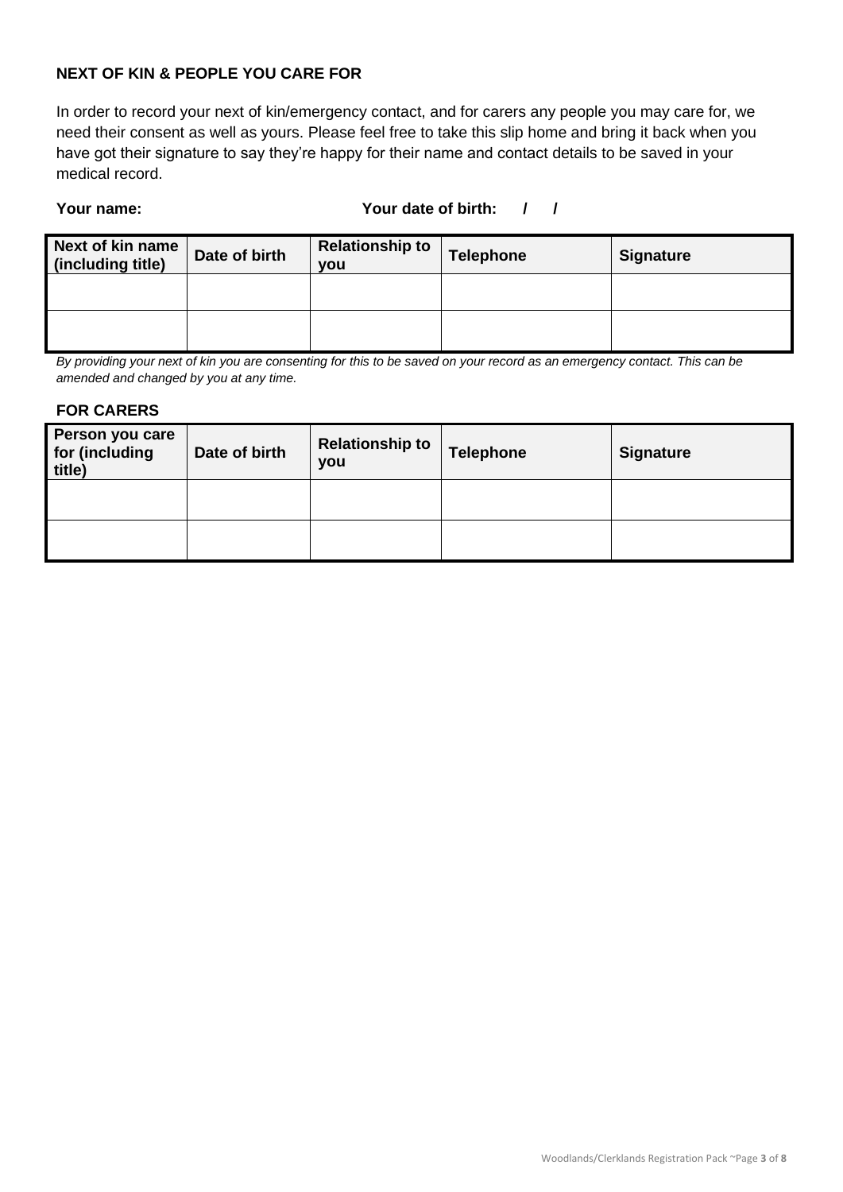## NEXT OF KIN & PEOPLE YOU CARE FOR

In order to record your next of kin/emergency contact, and for carers any people you may care for, we need their consent as well as yours. Please feel free to take this slip home and bring it back when you have got their signature to say they're happy for their name and contact details to be saved in your medical record.

**Your name:** **Your date of birth: / /**

| Next of kin name (including title) | Date of birth | Relationship to you | Telephone | Signature |
|---|---|---|---|---|
| | | | | |
| | | | | |

*By providing your next of kin you are consenting for this to be saved on your record as an emergency contact. This can be amended and changed by you at any time.*

### FOR CARERS

| Person you care for (including title) | Date of birth | Relationship to you | Telephone | Signature |
|---|---|---|---|---|
| | | | | |
| | | | | |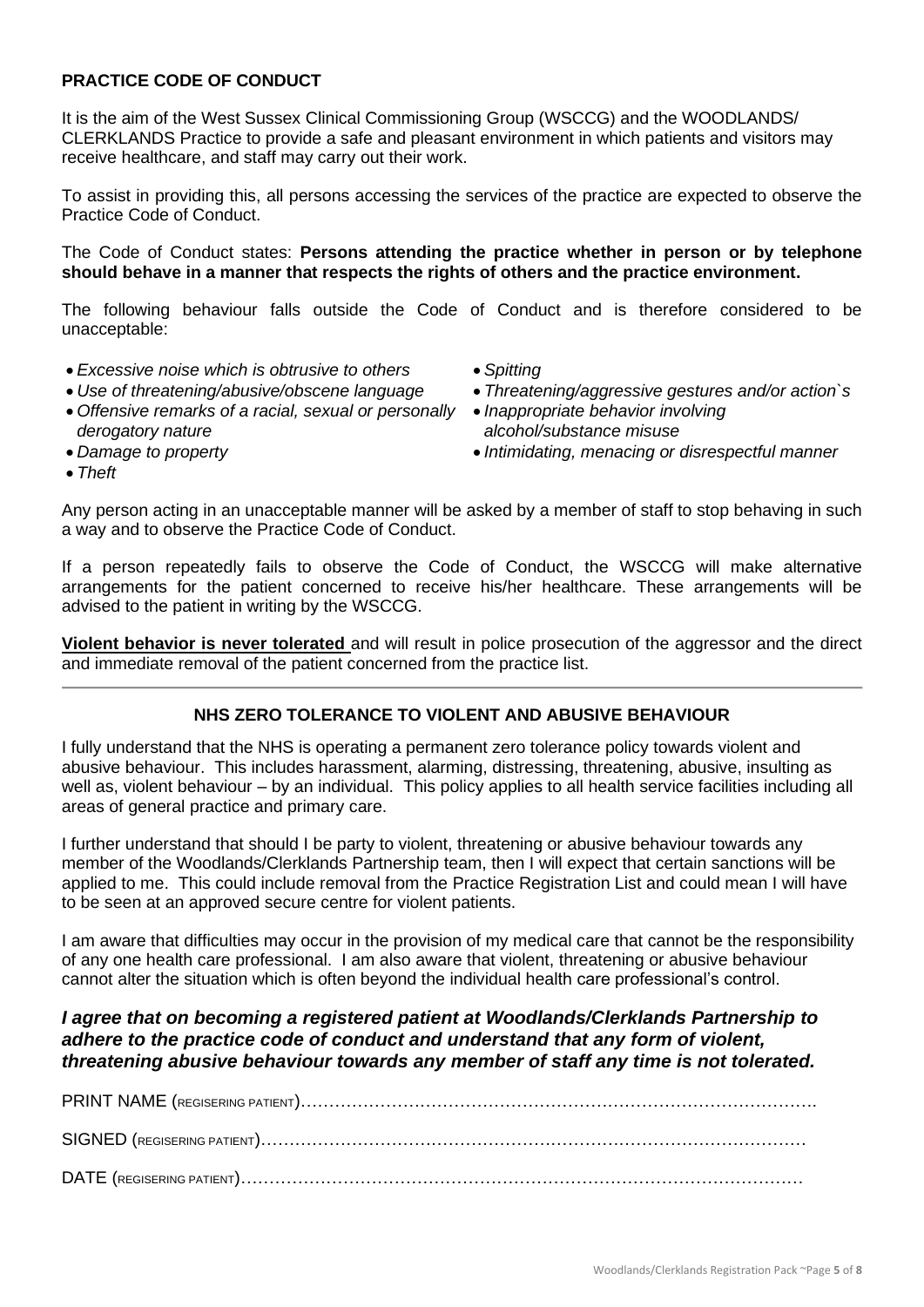**PRACTICE CODE OF CONDUCT**

It is the aim of the West Sussex Clinical Commissioning Group (WSCCG) and the WOODLANDS/ CLERKLANDS Practice to provide a safe and pleasant environment in which patients and visitors may receive healthcare, and staff may carry out their work.

To assist in providing this, all persons accessing the services of the practice are expected to observe the Practice Code of Conduct.

The Code of Conduct states: **Persons attending the practice whether in person or by telephone should behave in a manner that respects the rights of others and the practice environment.**

The following behaviour falls outside the Code of Conduct and is therefore considered to be unacceptable:

- *Excessive noise which is obtrusive to others*
- *Use of threatening/abusive/obscene language*
- *Offensive remarks of a racial, sexual or personally derogatory nature*
- *Damage to property*
- *Theft*
- *Spitting*
- *Threatening/aggressive gestures and/or action`s*
- *Inappropriate behavior involving alcohol/substance misuse*
- *Intimidating, menacing or disrespectful manner*

Any person acting in an unacceptable manner will be asked by a member of staff to stop behaving in such a way and to observe the Practice Code of Conduct.

If a person repeatedly fails to observe the Code of Conduct, the WSCCG will make alternative arrangements for the patient concerned to receive his/her healthcare. These arrangements will be advised to the patient in writing by the WSCCG.

**Violent behavior is never tolerated** and will result in police prosecution of the aggressor and the direct and immediate removal of the patient concerned from the practice list.

---

**NHS ZERO TOLERANCE TO VIOLENT AND ABUSIVE BEHAVIOUR**

I fully understand that the NHS is operating a permanent zero tolerance policy towards violent and abusive behaviour. This includes harassment, alarming, distressing, threatening, abusive, insulting as well as, violent behaviour – by an individual. This policy applies to all health service facilities including all areas of general practice and primary care.

I further understand that should I be party to violent, threatening or abusive behaviour towards any member of the Woodlands/Clerklands Partnership team, then I will expect that certain sanctions will be applied to me. This could include removal from the Practice Registration List and could mean I will have to be seen at an approved secure centre for violent patients.

I am aware that difficulties may occur in the provision of my medical care that cannot be the responsibility of any one health care professional. I am also aware that violent, threatening or abusive behaviour cannot alter the situation which is often beyond the individual health care professional's control.

***I agree that on becoming a registered patient at Woodlands/Clerklands Partnership to adhere to the practice code of conduct and understand that any form of violent, threatening abusive behaviour towards any member of staff any time is not tolerated.***

PRINT NAME (REGISERING PATIENT)…………………………………………………………………………………

SIGNED (REGISERING PATIENT)…………………………………………………………………………………

DATE (REGISERING PATIENT)…………………………………………………………………………………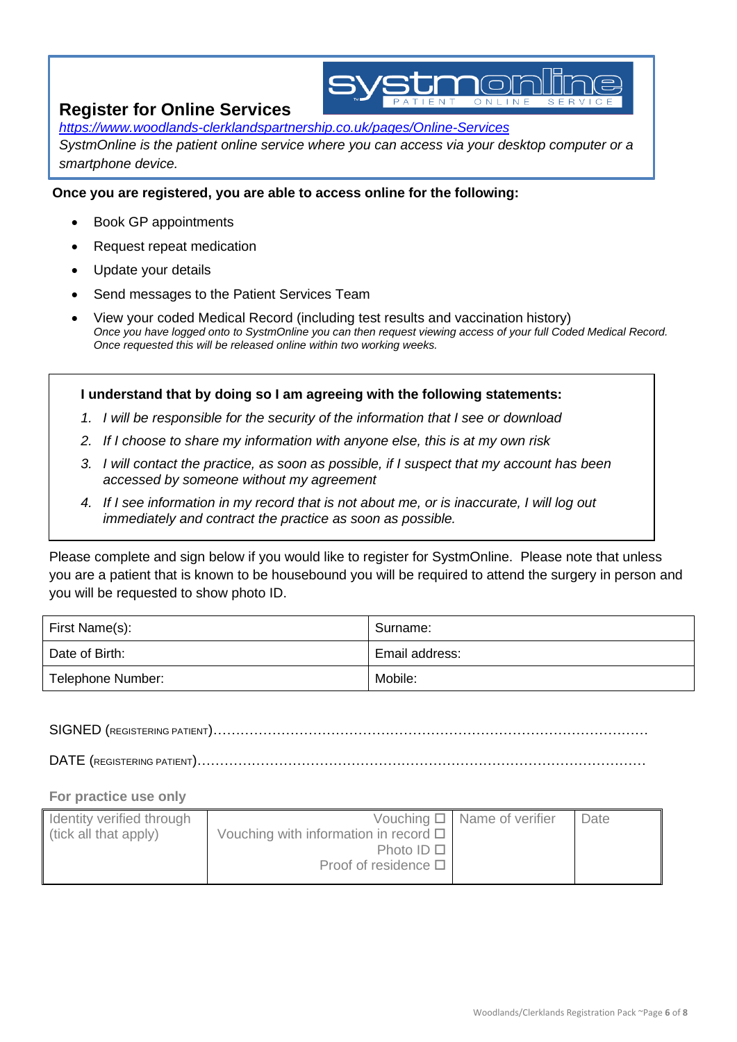## Register for Online Services

*https://www.woodlands-clerklandspartnership.co.uk/pages/Online-Services*

*SystmOnline is the patient online service where you can access via your desktop computer or a smartphone device.*

**Once you are registered, you are able to access online for the following:**

- Book GP appointments
- Request repeat medication
- Update your details
- Send messages to the Patient Services Team
- View your coded Medical Record (including test results and vaccination history)
  *Once you have logged onto to SystmOnline you can then request viewing access of your full Coded Medical Record. Once requested this will be released online within two working weeks.*

**I understand that by doing so I am agreeing with the following statements:**

1. *I will be responsible for the security of the information that I see or download*
2. *If I choose to share my information with anyone else, this is at my own risk*
3. *I will contact the practice, as soon as possible, if I suspect that my account has been accessed by someone without my agreement*
4. *If I see information in my record that is not about me, or is inaccurate, I will log out immediately and contract the practice as soon as possible.*

Please complete and sign below if you would like to register for SystmOnline. Please note that unless you are a patient that is known to be housebound you will be required to attend the surgery in person and you will be requested to show photo ID.

| First Name(s): | Surname: |
|---|---|
| Date of Birth: | Email address: |
| Telephone Number: | Mobile: |

SIGNED (REGISTERING PATIENT)……………………………………………………………………………………

DATE (REGISTERING PATIENT)……………………………………………………………………………………

**For practice use only**

| Identity verified through (tick all that apply) | Vouching ☐<br>Vouching with information in record ☐<br>Photo ID ☐<br>Proof of residence ☐ | Name of verifier | Date |
|---|---|---|---|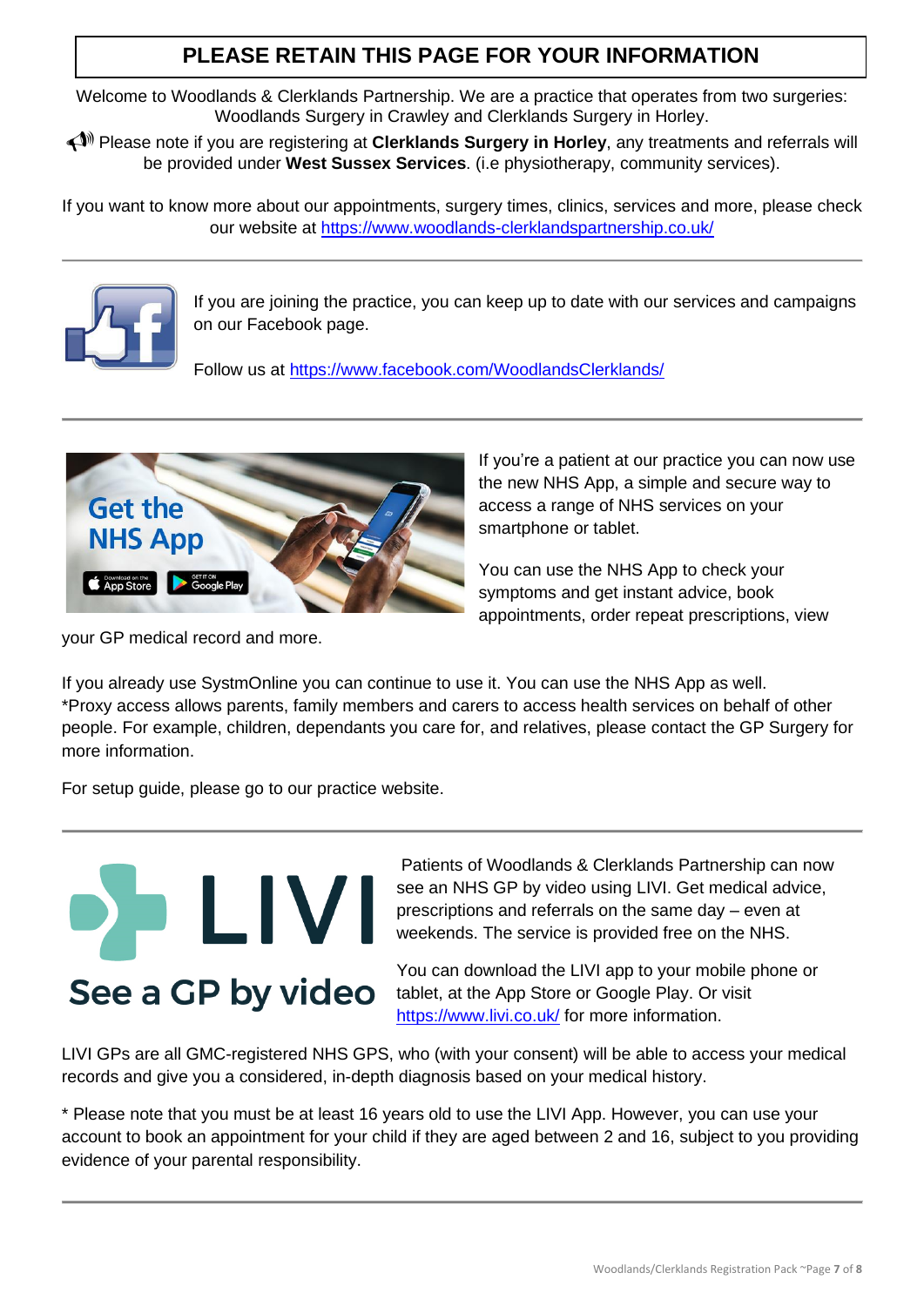## PLEASE RETAIN THIS PAGE FOR YOUR INFORMATION

Welcome to Woodlands & Clerklands Partnership. We are a practice that operates from two surgeries: Woodlands Surgery in Crawley and Clerklands Surgery in Horley.

Please note if you are registering at **Clerklands Surgery in Horley**, any treatments and referrals will be provided under **West Sussex Services**. (i.e physiotherapy, community services).

If you want to know more about our appointments, surgery times, clinics, services and more, please check our website at https://www.woodlands-clerklandspartnership.co.uk/

---

If you are joining the practice, you can keep up to date with our services and campaigns on our Facebook page.

Follow us at https://www.facebook.com/WoodlandsClerklands/

---

If you're a patient at our practice you can now use the new NHS App, a simple and secure way to access a range of NHS services on your smartphone or tablet.

You can use the NHS App to check your symptoms and get instant advice, book appointments, order repeat prescriptions, view your GP medical record and more.

If you already use SystmOnline you can continue to use it. You can use the NHS App as well.
*Proxy access allows parents, family members and carers to access health services on behalf of other people. For example, children, dependants you care for, and relatives, please contact the GP Surgery for more information.

For setup guide, please go to our practice website.

---

Patients of Woodlands & Clerklands Partnership can now see an NHS GP by video using LIVI. Get medical advice, prescriptions and referrals on the same day – even at weekends. The service is provided free on the NHS.

You can download the LIVI app to your mobile phone or tablet, at the App Store or Google Play. Or visit https://www.livi.co.uk/ for more information.

LIVI GPs are all GMC-registered NHS GPS, who (with your consent) will be able to access your medical records and give you a considered, in-depth diagnosis based on your medical history.

* Please note that you must be at least 16 years old to use the LIVI App. However, you can use your account to book an appointment for your child if they are aged between 2 and 16, subject to you providing evidence of your parental responsibility.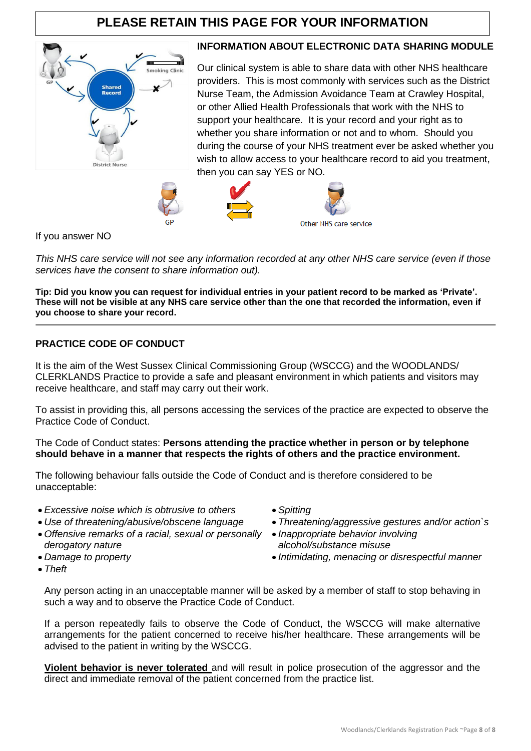# PLEASE RETAIN THIS PAGE FOR YOUR INFORMATION

## INFORMATION ABOUT ELECTRONIC DATA SHARING MODULE

Our clinical system is able to share data with other NHS healthcare providers. This is most commonly with services such as the District Nurse Team, the Admission Avoidance Team at Crawley Hospital, or other Allied Health Professionals that work with the NHS to support your healthcare. It is your record and your right as to whether you share information or not and to whom. Should you during the course of your NHS treatment ever be asked whether you wish to allow access to your healthcare record to aid you treatment, then you can say YES or NO.

If you answer NO

*This NHS care service will not see any information recorded at any other NHS care service (even if those services have the consent to share information out).*

**Tip: Did you know you can request for individual entries in your patient record to be marked as 'Private'. These will not be visible at any NHS care service other than the one that recorded the information, even if you choose to share your record.**

---

## PRACTICE CODE OF CONDUCT

It is the aim of the West Sussex Clinical Commissioning Group (WSCCG) and the WOODLANDS/ CLERKLANDS Practice to provide a safe and pleasant environment in which patients and visitors may receive healthcare, and staff may carry out their work.

To assist in providing this, all persons accessing the services of the practice are expected to observe the Practice Code of Conduct.

The Code of Conduct states: **Persons attending the practice whether in person or by telephone should behave in a manner that respects the rights of others and the practice environment.**

The following behaviour falls outside the Code of Conduct and is therefore considered to be unacceptable:

- *Excessive noise which is obtrusive to others*
- *Use of threatening/abusive/obscene language*
- *Offensive remarks of a racial, sexual or personally derogatory nature*
- *Damage to property*
- *Theft*
- *Spitting*
- *Threatening/aggressive gestures and/or action`s*
- *Inappropriate behavior involving alcohol/substance misuse*
- *Intimidating, menacing or disrespectful manner*

Any person acting in an unacceptable manner will be asked by a member of staff to stop behaving in such a way and to observe the Practice Code of Conduct.

If a person repeatedly fails to observe the Code of Conduct, the WSCCG will make alternative arrangements for the patient concerned to receive his/her healthcare. These arrangements will be advised to the patient in writing by the WSCCG.

**<u>Violent behavior is never tolerated</u>** and will result in police prosecution of the aggressor and the direct and immediate removal of the patient concerned from the practice list.